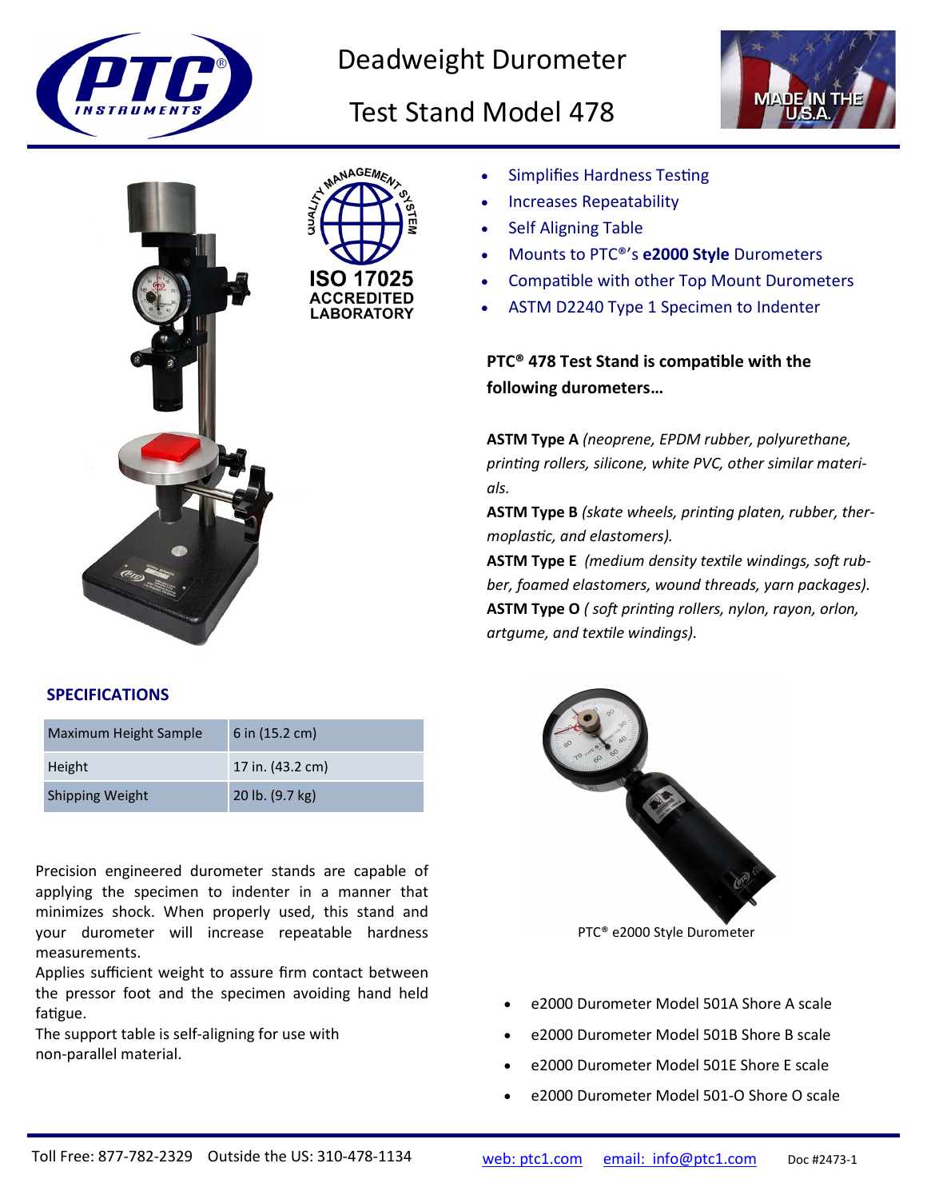# Deadweight Durometer Test Stand Model 478

ISO 17025 ACCREDITED LABORATORY

- Simplifies Hardness Testing
- Increases Repeatability
- Self Aligning Table
- Mounts to PTC®'s **e2000 Style** Durometers
- Compatible with other Top Mount Durometers
- ASTM D2240 Type 1 Specimen to Indenter

**PTC® 478 Test Stand is compatible with the following durometers…**

**ASTM Type A** *(neoprene, EPDM rubber, polyurethane, printing rollers, silicone, white PVC, other similar materials.*

**ASTM Type B** *(skate wheels, printing platen, rubber, thermoplastic, and elastomers).*

**ASTM Type E** *(medium density textile windings, soft rubber, foamed elastomers, wound threads, yarn packages).*

**ASTM Type O** *( soft printing rollers, nylon, rayon, orlon, artgume, and textile windings).*

## SPECIFICATIONS

| Maximum Height Sample | 6 in (15.2 cm) |
|---|---|
| Height | 17 in. (43.2 cm) |
| Shipping Weight | 20 lb. (9.7 kg) |

Precision engineered durometer stands are capable of applying the specimen to indenter in a manner that minimizes shock. When properly used, this stand and your durometer will increase repeatable hardness measurements.

Applies sufficient weight to assure firm contact between the pressor foot and the specimen avoiding hand held fatigue.

The support table is self-aligning for use with non-parallel material.

PTC® e2000 Style Durometer

- e2000 Durometer Model 501A Shore A scale
- e2000 Durometer Model 501B Shore B scale
- e2000 Durometer Model 501E Shore E scale
- e2000 Durometer Model 501-O Shore O scale

Toll Free: 877-782-2329 Outside the US: 310-478-1134 web: ptc1.com email: info@ptc1.com Doc #2473-1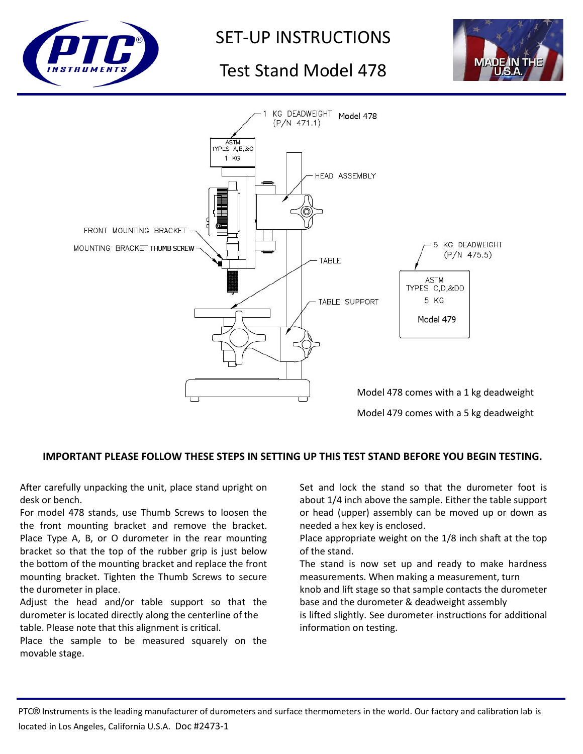# SET-UP INSTRUCTIONS

# Test Stand Model 478

1 KG DEADWEIGHT (P/N 471.1)

Model 478

ASTM TYPES A,B,&O 1 KG

HEAD ASSEMBLY

FRONT MOUNTING BRACKET

MOUNTING BRACKET THUMB SCREW

TABLE

TABLE SUPPORT

5 KG DEADWEIGHT (P/N 475.5)

ASTM TYPES C,D,&DO 5 KG

Model 479

Model 478 comes with a 1 kg deadweight

Model 479 comes with a 5 kg deadweight

**IMPORTANT PLEASE FOLLOW THESE STEPS IN SETTING UP THIS TEST STAND BEFORE YOU BEGIN TESTING.**

After carefully unpacking the unit, place stand upright on desk or bench.

For model 478 stands, use Thumb Screws to loosen the the front mounting bracket and remove the bracket. Place Type A, B, or O durometer in the rear mounting bracket so that the top of the rubber grip is just below the bottom of the mounting bracket and replace the front mounting bracket. Tighten the Thumb Screws to secure the durometer in place.

Adjust the head and/or table support so that the durometer is located directly along the centerline of the table. Please note that this alignment is critical.

Place the sample to be measured squarely on the movable stage.

Set and lock the stand so that the durometer foot is about 1/4 inch above the sample. Either the table support or head (upper) assembly can be moved up or down as needed a hex key is enclosed.

Place appropriate weight on the 1/8 inch shaft at the top of the stand.

The stand is now set up and ready to make hardness measurements. When making a measurement, turn knob and lift stage so that sample contacts the durometer base and the durometer & deadweight assembly is lifted slightly. See durometer instructions for additional information on testing.

PTC® Instruments is the leading manufacturer of durometers and surface thermometers in the world. Our factory and calibration lab is located in Los Angeles, California U.S.A. Doc #2473-1